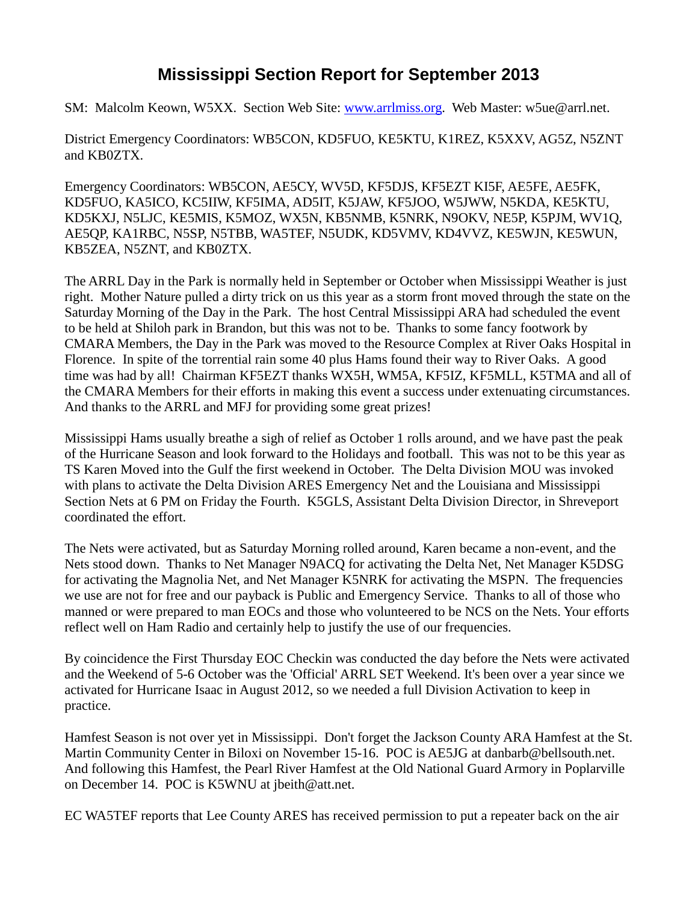# Mississippi Section Report for September 2013

SM: Malcolm Keown, W5XX. Section Web Site: [www.arrlmiss.org](www.arrlmiss.org). Web Master: w5ue@arrl.net.

District Emergency Coordinators: WB5CON, KD5FUO, KE5KTU, K1REZ, K5XXV, AG5Z, N5ZNT and KB0ZTX.

Emergency Coordinators: WB5CON, AE5CY, WV5D, KF5DJS, KF5EZT KI5F, AE5FE, AE5FK, KD5FUO, KA5ICO, KC5IIW, KF5IMA, AD5IT, K5JAW, KF5JOO, W5JWW, N5KDA, KE5KTU, KD5KXJ, N5LJC, KE5MIS, K5MOZ, WX5N, KB5NMB, K5NRK, N9OKV, NE5P, K5PJM, WV1Q, AE5QP, KA1RBC, N5SP, N5TBB, WA5TEF, N5UDK, KD5VMV, KD4VVZ, KE5WJN, KE5WUN, KB5ZEA, N5ZNT, and KB0ZTX.

The ARRL Day in the Park is normally held in September or October when Mississippi Weather is just right. Mother Nature pulled a dirty trick on us this year as a storm front moved through the state on the Saturday Morning of the Day in the Park. The host Central Mississippi ARA had scheduled the event to be held at Shiloh park in Brandon, but this was not to be. Thanks to some fancy footwork by CMARA Members, the Day in the Park was moved to the Resource Complex at River Oaks Hospital in Florence. In spite of the torrential rain some 40 plus Hams found their way to River Oaks. A good time was had by all! Chairman KF5EZT thanks WX5H, WM5A, KF5IZ, KF5MLL, K5TMA and all of the CMARA Members for their efforts in making this event a success under extenuating circumstances. And thanks to the ARRL and MFJ for providing some great prizes!

Mississippi Hams usually breathe a sigh of relief as October 1 rolls around, and we have past the peak of the Hurricane Season and look forward to the Holidays and football. This was not to be this year as TS Karen Moved into the Gulf the first weekend in October. The Delta Division MOU was invoked with plans to activate the Delta Division ARES Emergency Net and the Louisiana and Mississippi Section Nets at 6 PM on Friday the Fourth. K5GLS, Assistant Delta Division Director, in Shreveport coordinated the effort.

The Nets were activated, but as Saturday Morning rolled around, Karen became a non-event, and the Nets stood down. Thanks to Net Manager N9ACQ for activating the Delta Net, Net Manager K5DSG for activating the Magnolia Net, and Net Manager K5NRK for activating the MSPN. The frequencies we use are not for free and our payback is Public and Emergency Service. Thanks to all of those who manned or were prepared to man EOCs and those who volunteered to be NCS on the Nets. Your efforts reflect well on Ham Radio and certainly help to justify the use of our frequencies.

By coincidence the First Thursday EOC Checkin was conducted the day before the Nets were activated and the Weekend of 5-6 October was the 'Official' ARRL SET Weekend. It's been over a year since we activated for Hurricane Isaac in August 2012, so we needed a full Division Activation to keep in practice.

Hamfest Season is not over yet in Mississippi. Don't forget the Jackson County ARA Hamfest at the St. Martin Community Center in Biloxi on November 15-16. POC is AE5JG at danbarb@bellsouth.net. And following this Hamfest, the Pearl River Hamfest at the Old National Guard Armory in Poplarville on December 14. POC is K5WNU at jbeith@att.net.

EC WA5TEF reports that Lee County ARES has received permission to put a repeater back on the air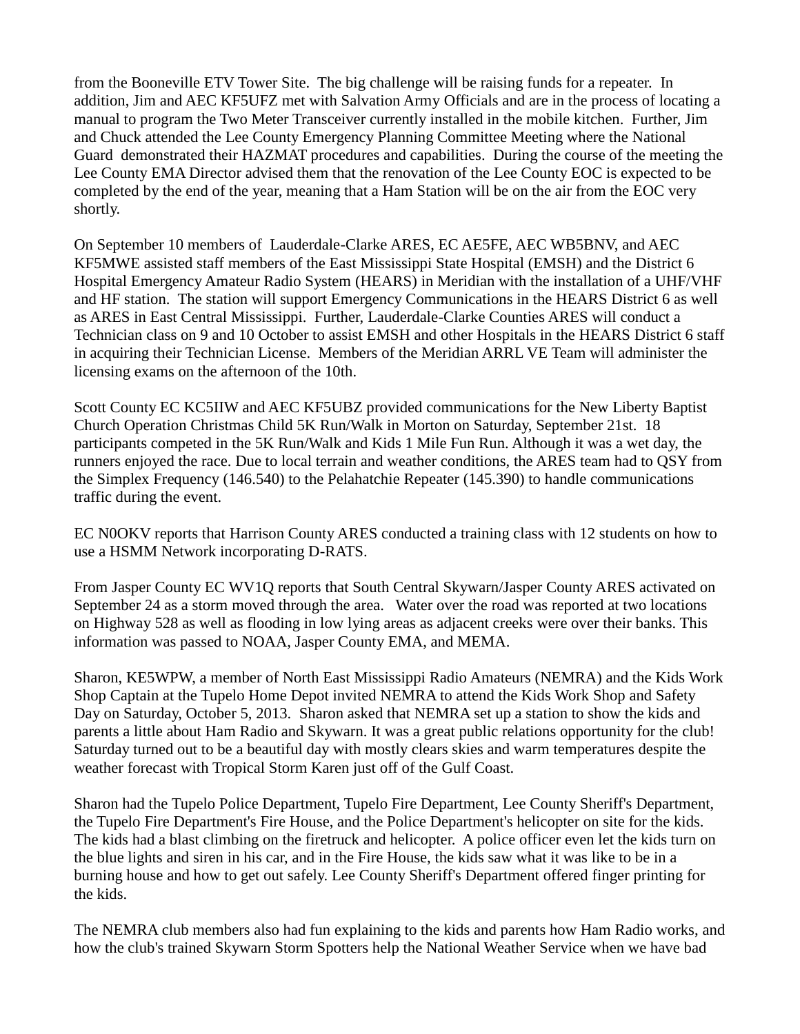from the Booneville ETV Tower Site. The big challenge will be raising funds for a repeater. In addition, Jim and AEC KF5UFZ met with Salvation Army Officials and are in the process of locating a manual to program the Two Meter Transceiver currently installed in the mobile kitchen. Further, Jim and Chuck attended the Lee County Emergency Planning Committee Meeting where the National Guard demonstrated their HAZMAT procedures and capabilities. During the course of the meeting the Lee County EMA Director advised them that the renovation of the Lee County EOC is expected to be completed by the end of the year, meaning that a Ham Station will be on the air from the EOC very shortly.

On September 10 members of Lauderdale-Clarke ARES, EC AE5FE, AEC WB5BNV, and AEC KF5MWE assisted staff members of the East Mississippi State Hospital (EMSH) and the District 6 Hospital Emergency Amateur Radio System (HEARS) in Meridian with the installation of a UHF/VHF and HF station. The station will support Emergency Communications in the HEARS District 6 as well as ARES in East Central Mississippi. Further, Lauderdale-Clarke Counties ARES will conduct a Technician class on 9 and 10 October to assist EMSH and other Hospitals in the HEARS District 6 staff in acquiring their Technician License. Members of the Meridian ARRL VE Team will administer the licensing exams on the afternoon of the 10th.

Scott County EC KC5IIW and AEC KF5UBZ provided communications for the New Liberty Baptist Church Operation Christmas Child 5K Run/Walk in Morton on Saturday, September 21st. 18 participants competed in the 5K Run/Walk and Kids 1 Mile Fun Run. Although it was a wet day, the runners enjoyed the race. Due to local terrain and weather conditions, the ARES team had to QSY from the Simplex Frequency (146.540) to the Pelahatchie Repeater (145.390) to handle communications traffic during the event.

EC N0OKV reports that Harrison County ARES conducted a training class with 12 students on how to use a HSMM Network incorporating D-RATS.

From Jasper County EC WV1Q reports that South Central Skywarn/Jasper County ARES activated on September 24 as a storm moved through the area. Water over the road was reported at two locations on Highway 528 as well as flooding in low lying areas as adjacent creeks were over their banks. This information was passed to NOAA, Jasper County EMA, and MEMA.

Sharon, KE5WPW, a member of North East Mississippi Radio Amateurs (NEMRA) and the Kids Work Shop Captain at the Tupelo Home Depot invited NEMRA to attend the Kids Work Shop and Safety Day on Saturday, October 5, 2013. Sharon asked that NEMRA set up a station to show the kids and parents a little about Ham Radio and Skywarn. It was a great public relations opportunity for the club! Saturday turned out to be a beautiful day with mostly clears skies and warm temperatures despite the weather forecast with Tropical Storm Karen just off of the Gulf Coast.

Sharon had the Tupelo Police Department, Tupelo Fire Department, Lee County Sheriff's Department, the Tupelo Fire Department's Fire House, and the Police Department's helicopter on site for the kids. The kids had a blast climbing on the firetruck and helicopter. A police officer even let the kids turn on the blue lights and siren in his car, and in the Fire House, the kids saw what it was like to be in a burning house and how to get out safely. Lee County Sheriff's Department offered finger printing for the kids.

The NEMRA club members also had fun explaining to the kids and parents how Ham Radio works, and how the club's trained Skywarn Storm Spotters help the National Weather Service when we have bad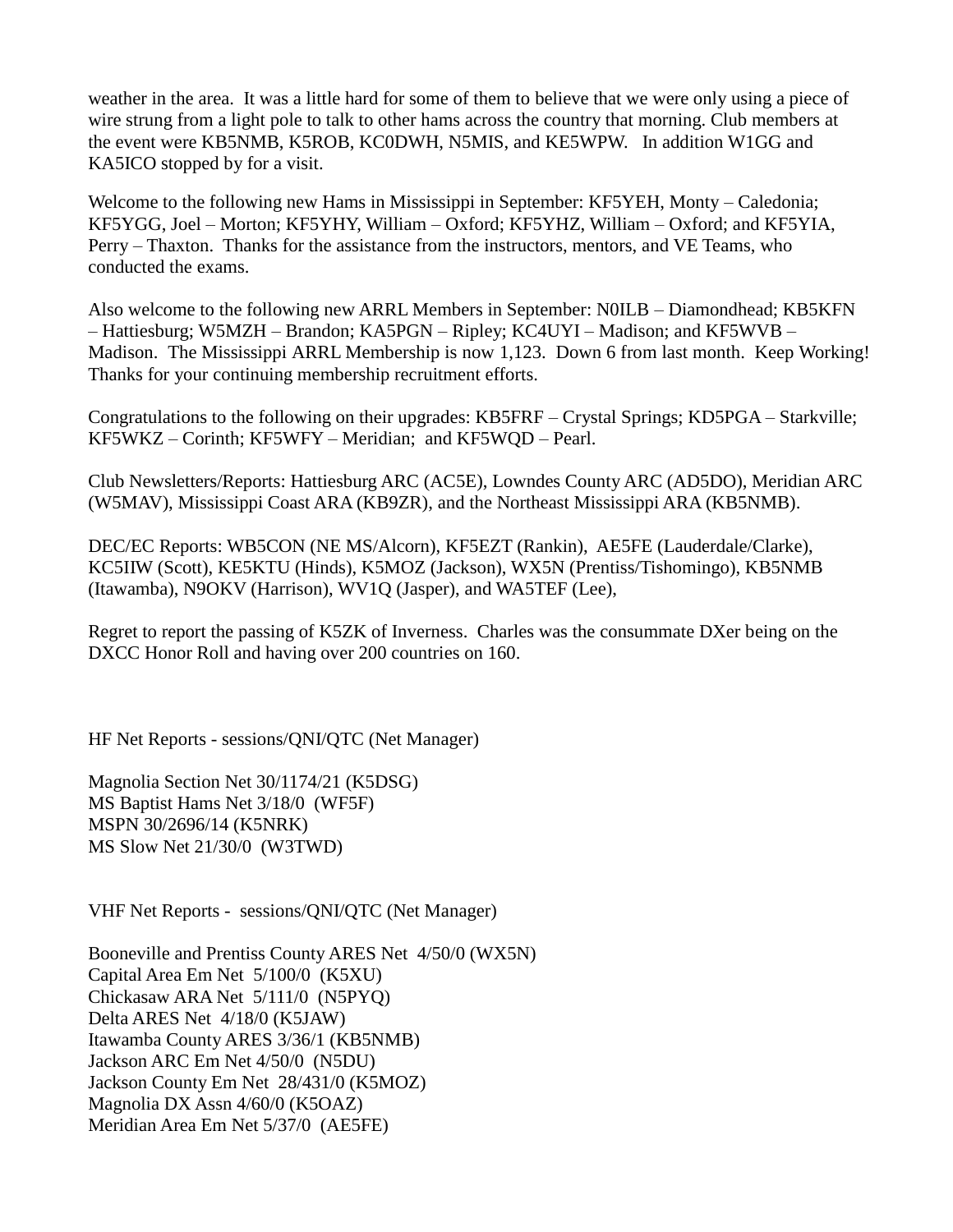weather in the area. It was a little hard for some of them to believe that we were only using a piece of wire strung from a light pole to talk to other hams across the country that morning. Club members at the event were KB5NMB, K5ROB, KC0DWH, N5MIS, and KE5WPW. In addition W1GG and KA5ICO stopped by for a visit.

Welcome to the following new Hams in Mississippi in September: KF5YEH, Monty – Caledonia; KF5YGG, Joel – Morton; KF5YHY, William – Oxford; KF5YHZ, William – Oxford; and KF5YIA, Perry – Thaxton. Thanks for the assistance from the instructors, mentors, and VE Teams, who conducted the exams.

Also welcome to the following new ARRL Members in September: N0ILB – Diamondhead; KB5KFN – Hattiesburg; W5MZH – Brandon; KA5PGN – Ripley; KC4UYI – Madison; and KF5WVB – Madison. The Mississippi ARRL Membership is now 1,123. Down 6 from last month. Keep Working! Thanks for your continuing membership recruitment efforts.

Congratulations to the following on their upgrades: KB5FRF – Crystal Springs; KD5PGA – Starkville; KF5WKZ – Corinth; KF5WFY – Meridian; and KF5WQD – Pearl.

Club Newsletters/Reports: Hattiesburg ARC (AC5E), Lowndes County ARC (AD5DO), Meridian ARC (W5MAV), Mississippi Coast ARA (KB9ZR), and the Northeast Mississippi ARA (KB5NMB).

DEC/EC Reports: WB5CON (NE MS/Alcorn), KF5EZT (Rankin), AE5FE (Lauderdale/Clarke), KC5IIW (Scott), KE5KTU (Hinds), K5MOZ (Jackson), WX5N (Prentiss/Tishomingo), KB5NMB (Itawamba), N9OKV (Harrison), WV1Q (Jasper), and WA5TEF (Lee),

Regret to report the passing of K5ZK of Inverness. Charles was the consummate DXer being on the DXCC Honor Roll and having over 200 countries on 160.

HF Net Reports - sessions/QNI/QTC (Net Manager)

Magnolia Section Net 30/1174/21 (K5DSG)
MS Baptist Hams Net 3/18/0 (WF5F)
MSPN 30/2696/14 (K5NRK)
MS Slow Net 21/30/0 (W3TWD)

VHF Net Reports - sessions/QNI/QTC (Net Manager)

Booneville and Prentiss County ARES Net 4/50/0 (WX5N)
Capital Area Em Net 5/100/0 (K5XU)
Chickasaw ARA Net 5/111/0 (N5PYQ)
Delta ARES Net 4/18/0 (K5JAW)
Itawamba County ARES 3/36/1 (KB5NMB)
Jackson ARC Em Net 4/50/0 (N5DU)
Jackson County Em Net 28/431/0 (K5MOZ)
Magnolia DX Assn 4/60/0 (K5OAZ)
Meridian Area Em Net 5/37/0 (AE5FE)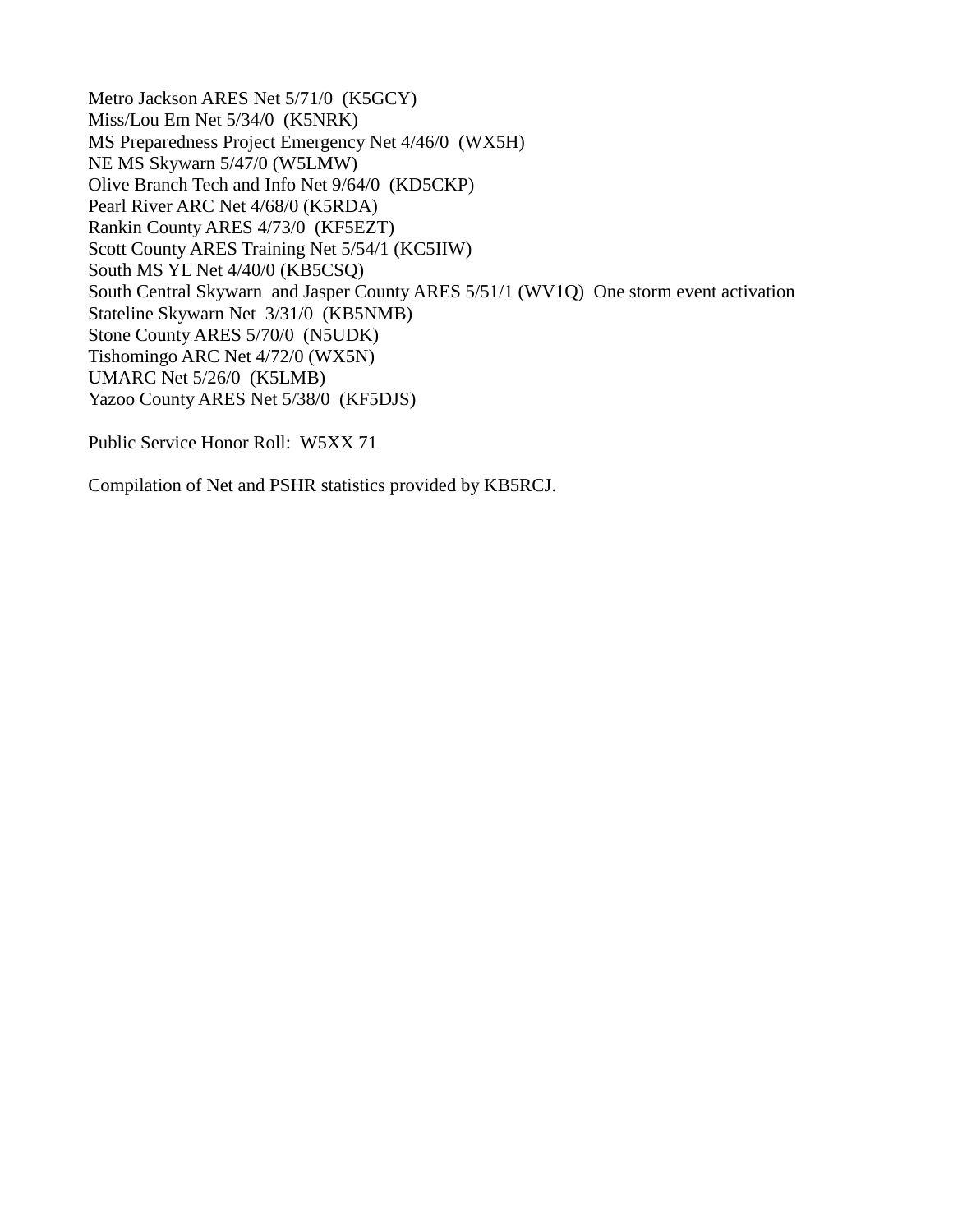Metro Jackson ARES Net 5/71/0 (K5GCY)
Miss/Lou Em Net 5/34/0 (K5NRK)
MS Preparedness Project Emergency Net 4/46/0 (WX5H)
NE MS Skywarn 5/47/0 (W5LMW)
Olive Branch Tech and Info Net 9/64/0 (KD5CKP)
Pearl River ARC Net 4/68/0 (K5RDA)
Rankin County ARES 4/73/0 (KF5EZT)
Scott County ARES Training Net 5/54/1 (KC5IIW)
South MS YL Net 4/40/0 (KB5CSQ)
South Central Skywarn and Jasper County ARES 5/51/1 (WV1Q) One storm event activation
Stateline Skywarn Net 3/31/0 (KB5NMB)
Stone County ARES 5/70/0 (N5UDK)
Tishomingo ARC Net 4/72/0 (WX5N)
UMARC Net 5/26/0 (K5LMB)
Yazoo County ARES Net 5/38/0 (KF5DJS)

Public Service Honor Roll: W5XX 71

Compilation of Net and PSHR statistics provided by KB5RCJ.